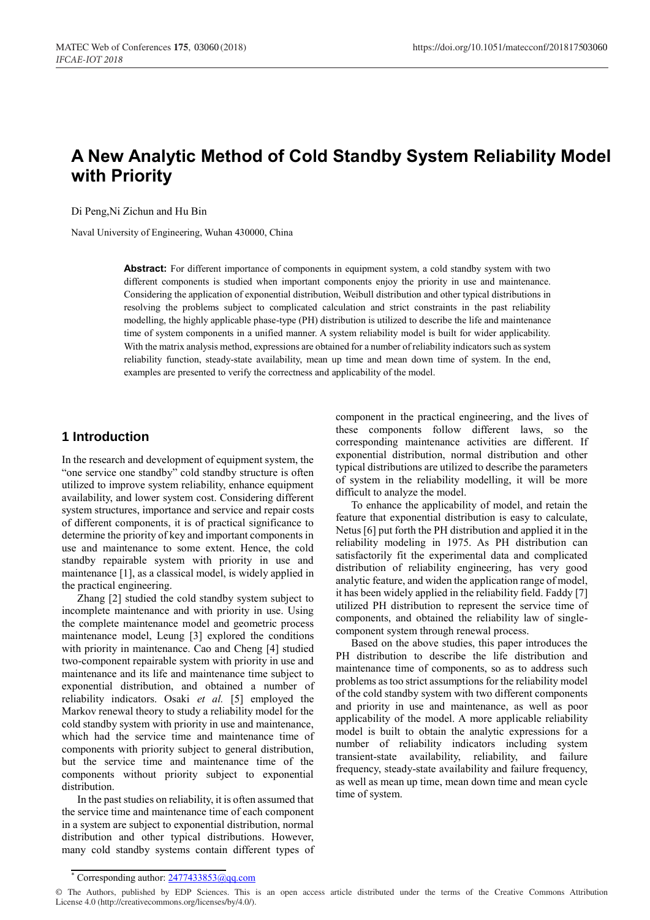# A New Analytic Method of Cold Standby System Reliability Model with Priority

Di Peng,Ni Zichun and Hu Bin

Naval University of Engineering, Wuhan 430000, China

**Abstract:** For different importance of components in equipment system, a cold standby system with two different components is studied when important components enjoy the priority in use and maintenance. Considering the application of exponential distribution, Weibull distribution and other typical distributions in resolving the problems subject to complicated calculation and strict constraints in the past reliability modelling, the highly applicable phase-type (PH) distribution is utilized to describe the life and maintenance time of system components in a unified manner. A system reliability model is built for wider applicability. With the matrix analysis method, expressions are obtained for a number of reliability indicators such as system reliability function, steady-state availability, mean up time and mean down time of system. In the end, examples are presented to verify the correctness and applicability of the model.

## 1 Introduction

In the research and development of equipment system, the "one service one standby" cold standby structure is often utilized to improve system reliability, enhance equipment availability, and lower system cost. Considering different system structures, importance and service and repair costs of different components, it is of practical significance to determine the priority of key and important components in use and maintenance to some extent. Hence, the cold standby repairable system with priority in use and maintenance [1], as a classical model, is widely applied in the practical engineering.

Zhang [2] studied the cold standby system subject to incomplete maintenance and with priority in use. Using the complete maintenance model and geometric process maintenance model, Leung [3] explored the conditions with priority in maintenance. Cao and Cheng [4] studied two-component repairable system with priority in use and maintenance and its life and maintenance time subject to exponential distribution, and obtained a number of reliability indicators. Osaki *et al.* [5] employed the Markov renewal theory to study a reliability model for the cold standby system with priority in use and maintenance, which had the service time and maintenance time of components with priority subject to general distribution, but the service time and maintenance time of the components without priority subject to exponential distribution.

In the past studies on reliability, it is often assumed that the service time and maintenance time of each component in a system are subject to exponential distribution, normal distribution and other typical distributions. However, many cold standby systems contain different types of component in the practical engineering, and the lives of these components follow different laws, so the corresponding maintenance activities are different. If exponential distribution, normal distribution and other typical distributions are utilized to describe the parameters of system in the reliability modelling, it will be more difficult to analyze the model.

To enhance the applicability of model, and retain the feature that exponential distribution is easy to calculate, Netus [6] put forth the PH distribution and applied it in the reliability modeling in 1975. As PH distribution can satisfactorily fit the experimental data and complicated distribution of reliability engineering, has very good analytic feature, and widen the application range of model, it has been widely applied in the reliability field. Faddy [7] utilized PH distribution to represent the service time of components, and obtained the reliability law of single-component system through renewal process.

Based on the above studies, this paper introduces the PH distribution to describe the life distribution and maintenance time of components, so as to address such problems as too strict assumptions for the reliability model of the cold standby system with two different components and priority in use and maintenance, as well as poor applicability of the model. A more applicable reliability model is built to obtain the analytic expressions for a number of reliability indicators including system transient-state availability, reliability, and failure frequency, steady-state availability and failure frequency, as well as mean up time, mean down time and mean cycle time of system.

* Corresponding author: 2477433853@qq.com

© The Authors, published by EDP Sciences. This is an open access article distributed under the terms of the Creative Commons Attribution License 4.0 (http://creativecommons.org/licenses/by/4.0/).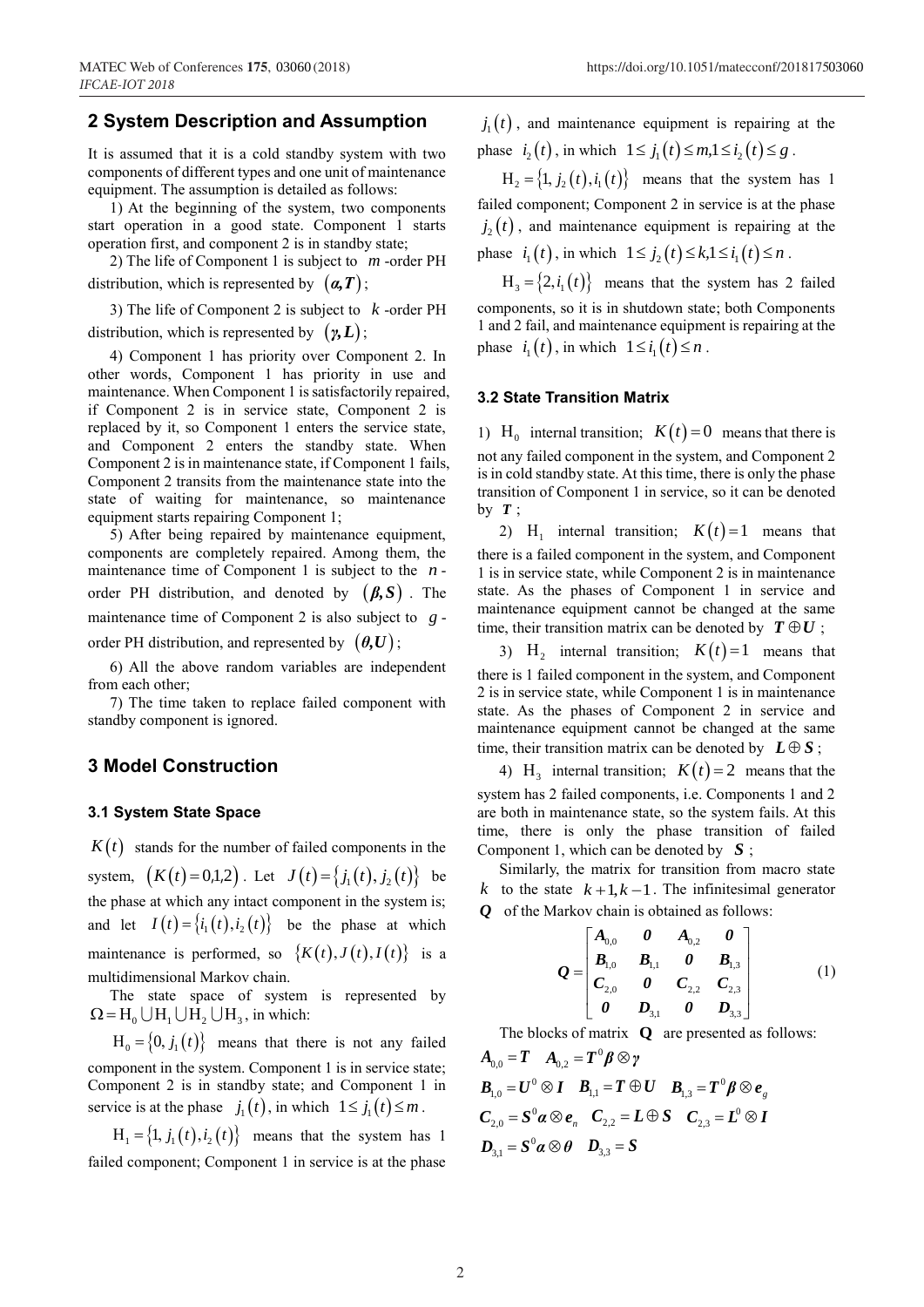## 2 System Description and Assumption

It is assumed that it is a cold standby system with two components of different types and one unit of maintenance equipment. The assumption is detailed as follows:

1) At the beginning of the system, two components start operation in a good state. Component 1 starts operation first, and component 2 is in standby state;

2) The life of Component 1 is subject to $m$-order PH distribution, which is represented by $(\boldsymbol{\alpha},\boldsymbol{T})$;

3) The life of Component 2 is subject to $k$-order PH distribution, which is represented by $(\boldsymbol{\gamma},\boldsymbol{L})$;

4) Component 1 has priority over Component 2. In other words, Component 1 has priority in use and maintenance. When Component 1 is satisfactorily repaired, if Component 2 is in service state, Component 2 is replaced by it, so Component 1 enters the service state, and Component 2 enters the standby state. When Component 2 is in maintenance state, if Component 1 fails, Component 2 transits from the maintenance state into the state of waiting for maintenance, so maintenance equipment starts repairing Component 1;

5) After being repaired by maintenance equipment, components are completely repaired. Among them, the maintenance time of Component 1 is subject to the $n$-order PH distribution, and denoted by $(\boldsymbol{\beta},\boldsymbol{S})$. The maintenance time of Component 2 is also subject to $g$-order PH distribution, and represented by $(\boldsymbol{\theta},\boldsymbol{U})$;

6) All the above random variables are independent from each other;

7) The time taken to replace failed component with standby component is ignored.

## 3 Model Construction

### 3.1 System State Space

$K(t)$ stands for the number of failed components in the system, $(K(t)=0,1,2)$. Let $J(t)=\{j_1(t),j_2(t)\}$ be the phase at which any intact component in the system is; and let $I(t)=\{i_1(t),i_2(t)\}$ be the phase at which maintenance is performed, so $\{K(t),J(t),I(t)\}$ is a multidimensional Markov chain.

The state space of system is represented by $\Omega=\mathrm{H}_0\cup\mathrm{H}_1\cup\mathrm{H}_2\cup\mathrm{H}_3$, in which:

$\mathrm{H}_0=\{0,j_1(t)\}$ means that there is not any failed component in the system. Component 1 is in service state; Component 2 is in standby state; and Component 1 in service is at the phase $j_1(t)$, in which $1\le j_1(t)\le m$.

$\mathrm{H}_1=\{1,j_1(t),i_2(t)\}$ means that the system has 1 failed component; Component 1 in service is at the phase $j_1(t)$, and maintenance equipment is repairing at the phase $i_2(t)$, in which $1\le j_1(t)\le m, 1\le i_2(t)\le g$.

$\mathrm{H}_2=\{1,j_2(t),i_1(t)\}$ means that the system has 1 failed component; Component 2 in service is at the phase $j_2(t)$, and maintenance equipment is repairing at the phase $i_1(t)$, in which $1\le j_2(t)\le k, 1\le i_1(t)\le n$.

$\mathrm{H}_3=\{2,i_1(t)\}$ means that the system has 2 failed components, so it is in shutdown state; both Components 1 and 2 fail, and maintenance equipment is repairing at the phase $i_1(t)$, in which $1\le i_1(t)\le n$.

### 3.2 State Transition Matrix

1) $\mathrm{H}_0$ internal transition; $K(t)=0$ means that there is not any failed component in the system, and Component 2 is in cold standby state. At this time, there is only the phase transition of Component 1 in service, so it can be denoted by $\boldsymbol{T}$;

2) $\mathrm{H}_1$ internal transition; $K(t)=1$ means that there is a failed component in the system, and Component 1 is in service state, while Component 2 is in maintenance state. As the phases of Component 1 in service and maintenance equipment cannot be changed at the same time, their transition matrix can be denoted by $\boldsymbol{T}\oplus\boldsymbol{U}$;

3) $\mathrm{H}_2$ internal transition; $K(t)=1$ means that there is 1 failed component in the system, and Component 2 is in service state, while Component 1 is in maintenance state. As the phases of Component 2 in service and maintenance equipment cannot be changed at the same time, their transition matrix can be denoted by $\boldsymbol{L}\oplus\boldsymbol{S}$;

4) $\mathrm{H}_3$ internal transition; $K(t)=2$ means that the system has 2 failed components, i.e. Components 1 and 2 are both in maintenance state, so the system fails. At this time, there is only the phase transition of failed Component 1, which can be denoted by $\boldsymbol{S}$;

Similarly, the matrix for transition from macro state $k$ to the state $k+1,k-1$. The infinitesimal generator $\boldsymbol{Q}$ of the Markov chain is obtained as follows:

$$\boldsymbol{Q}=\begin{bmatrix}\boldsymbol{A}_{0,0} & \boldsymbol{0} & \boldsymbol{A}_{0,2} & \boldsymbol{0}\\ \boldsymbol{B}_{1,0} & \boldsymbol{B}_{1,1} & \boldsymbol{0} & \boldsymbol{B}_{1,3}\\ \boldsymbol{C}_{2,0} & \boldsymbol{0} & \boldsymbol{C}_{2,2} & \boldsymbol{C}_{2,3}\\ \boldsymbol{0} & \boldsymbol{D}_{3,1} & \boldsymbol{0} & \boldsymbol{D}_{3,3}\end{bmatrix} \tag{1}$$

The blocks of matrix $\boldsymbol{Q}$ are presented as follows:

$\boldsymbol{A}_{0,0}=\boldsymbol{T}\quad \boldsymbol{A}_{0,2}=\boldsymbol{T}^0\boldsymbol{\beta}\otimes\boldsymbol{\gamma}$

$\boldsymbol{B}_{1,0}=\boldsymbol{U}^0\otimes\boldsymbol{I}\quad \boldsymbol{B}_{1,1}=\boldsymbol{T}\oplus\boldsymbol{U}\quad \boldsymbol{B}_{1,3}=\boldsymbol{T}^0\boldsymbol{\beta}\otimes\boldsymbol{e}_g$

$\boldsymbol{C}_{2,0}=\boldsymbol{S}^0\boldsymbol{\alpha}\otimes\boldsymbol{e}_n\quad \boldsymbol{C}_{2,2}=\boldsymbol{L}\oplus\boldsymbol{S}\quad \boldsymbol{C}_{2,3}=\boldsymbol{L}^0\otimes\boldsymbol{I}$

$\boldsymbol{D}_{3,1}=\boldsymbol{S}^0\boldsymbol{\alpha}\otimes\boldsymbol{\theta}\quad \boldsymbol{D}_{3,3}=\boldsymbol{S}$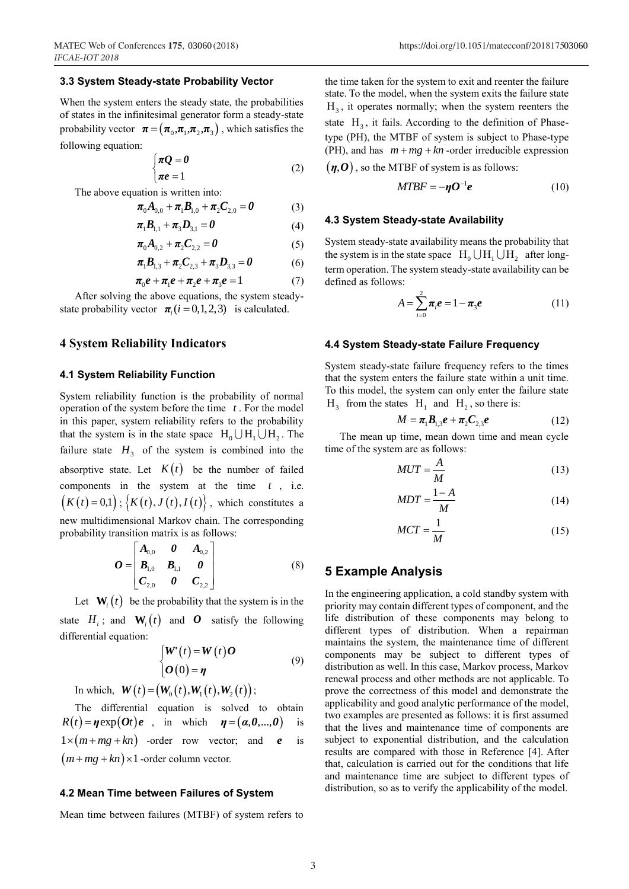### 3.3 System Steady-state Probability Vector

When the system enters the steady state, the probabilities of states in the infinitesimal generator form a steady-state probability vector $\boldsymbol{\pi}=\left(\boldsymbol{\pi}_0,\boldsymbol{\pi}_1,\boldsymbol{\pi}_2,\boldsymbol{\pi}_3\right)$, which satisfies the following equation:

$$\begin{cases}\boldsymbol{\pi Q}=\boldsymbol{0}\\ \boldsymbol{\pi e}=1\end{cases} \tag{2}$$

The above equation is written into:

$$\boldsymbol{\pi}_0\boldsymbol{A}_{0,0}+\boldsymbol{\pi}_1\boldsymbol{B}_{1,0}+\boldsymbol{\pi}_2\boldsymbol{C}_{2,0}=\boldsymbol{0} \tag{3}$$

$$\boldsymbol{\pi}_1\boldsymbol{B}_{1,1}+\boldsymbol{\pi}_3\boldsymbol{D}_{3,1}=\boldsymbol{0} \tag{4}$$

$$\boldsymbol{\pi}_0\boldsymbol{A}_{0,2}+\boldsymbol{\pi}_2\boldsymbol{C}_{2,2}=\boldsymbol{0} \tag{5}$$

$$\boldsymbol{\pi}_1\boldsymbol{B}_{1,3}+\boldsymbol{\pi}_2\boldsymbol{C}_{2,3}+\boldsymbol{\pi}_3\boldsymbol{D}_{3,3}=\boldsymbol{0} \tag{6}$$

$$\boldsymbol{\pi}_0\boldsymbol{e}+\boldsymbol{\pi}_1\boldsymbol{e}+\boldsymbol{\pi}_2\boldsymbol{e}+\boldsymbol{\pi}_3\boldsymbol{e}=1 \tag{7}$$

After solving the above equations, the system steady-state probability vector $\boldsymbol{\pi}_i(i=0,1,2,3)$ is calculated.

## 4 System Reliability Indicators

### 4.1 System Reliability Function

System reliability function is the probability of normal operation of the system before the time $t$. For the model in this paper, system reliability refers to the probability that the system is in the state space $\mathrm{H}_0\cup\mathrm{H}_1\cup\mathrm{H}_2$. The failure state $H_3$ of the system is combined into the absorptive state. Let $K(t)$ be the number of failed components in the system at the time $t$, i.e. $\left(K(t)=0,1\right)$; $\left\{K(t),J(t),I(t)\right\}$, which constitutes a new multidimensional Markov chain. The corresponding probability transition matrix is as follows:

$$\boldsymbol{O}=\begin{bmatrix}\boldsymbol{A}_{0,0} & \boldsymbol{0} & \boldsymbol{A}_{0,2}\\ \boldsymbol{B}_{1,0} & \boldsymbol{B}_{1,1} & \boldsymbol{0}\\ \boldsymbol{C}_{2,0} & \boldsymbol{0} & \boldsymbol{C}_{2,2}\end{bmatrix} \tag{8}$$

Let $\mathbf{W}_i(t)$ be the probability that the system is in the state $H_i$; and $\mathbf{W}_i(t)$ and $\boldsymbol{O}$ satisfy the following differential equation:

$$\begin{cases}\boldsymbol{W}'(t)=\boldsymbol{W}(t)\boldsymbol{O}\\ \boldsymbol{O}(0)=\boldsymbol{\eta}\end{cases} \tag{9}$$

In which, $\boldsymbol{W}(t)=\left(\boldsymbol{W}_0(t),\boldsymbol{W}_1(t),\boldsymbol{W}_2(t)\right)$;

The differential equation is solved to obtain $R(t)=\boldsymbol{\eta}\exp(\boldsymbol{O}t)\boldsymbol{e}$, in which $\boldsymbol{\eta}=(\boldsymbol{\alpha},\boldsymbol{0},...,\boldsymbol{0})$ is $1\times(m+mg+kn)$ -order row vector; and $\boldsymbol{e}$ is $(m+mg+kn)\times 1$ -order column vector.

### 4.2 Mean Time between Failures of System

Mean time between failures (MTBF) of system refers to the time taken for the system to exit and reenter the failure state. To the model, when the system exits the failure state $\mathrm{H}_3$, it operates normally; when the system reenters the state $\mathrm{H}_3$, it fails. According to the definition of Phase-type (PH), the MTBF of system is subject to Phase-type (PH), and has $m+mg+kn$ -order irreducible expression $(\boldsymbol{\eta},\boldsymbol{O})$, so the MTBF of system is as follows:

$$MTBF=-\boldsymbol{\eta}\boldsymbol{O}^{-1}\boldsymbol{e} \tag{10}$$

### 4.3 System Steady-state Availability

System steady-state availability means the probability that the system is in the state space $\mathrm{H}_0\cup\mathrm{H}_1\cup\mathrm{H}_2$ after long-term operation. The system steady-state availability can be defined as follows:

$$A=\sum_{i=0}^{2}\boldsymbol{\pi}_i\boldsymbol{e}=1-\boldsymbol{\pi}_3\boldsymbol{e} \tag{11}$$

### 4.4 System Steady-state Failure Frequency

System steady-state failure frequency refers to the times that the system enters the failure state within a unit time. To this model, the system can only enter the failure state $\mathrm{H}_3$ from the states $\mathrm{H}_1$ and $\mathrm{H}_2$, so there is:

$$M=\boldsymbol{\pi}_1\boldsymbol{B}_{1,3}\boldsymbol{e}+\boldsymbol{\pi}_2\boldsymbol{C}_{2,3}\boldsymbol{e} \tag{12}$$

The mean up time, mean down time and mean cycle time of the system are as follows:

$$MUT=\frac{A}{M} \tag{13}$$

$$MDT=\frac{1-A}{M} \tag{14}$$

$$MCT=\frac{1}{M} \tag{15}$$

## 5 Example Analysis

In the engineering application, a cold standby system with priority may contain different types of component, and the life distribution of these components may belong to different types of distribution. When a repairman maintains the system, the maintenance time of different components may be subject to different types of distribution as well. In this case, Markov process, Markov renewal process and other methods are not applicable. To prove the correctness of this model and demonstrate the applicability and good analytic performance of the model, two examples are presented as follows: it is first assumed that the lives and maintenance time of components are subject to exponential distribution, and the calculation results are compared with those in Reference [4]. After that, calculation is carried out for the conditions that life and maintenance time are subject to different types of distribution, so as to verify the applicability of the model.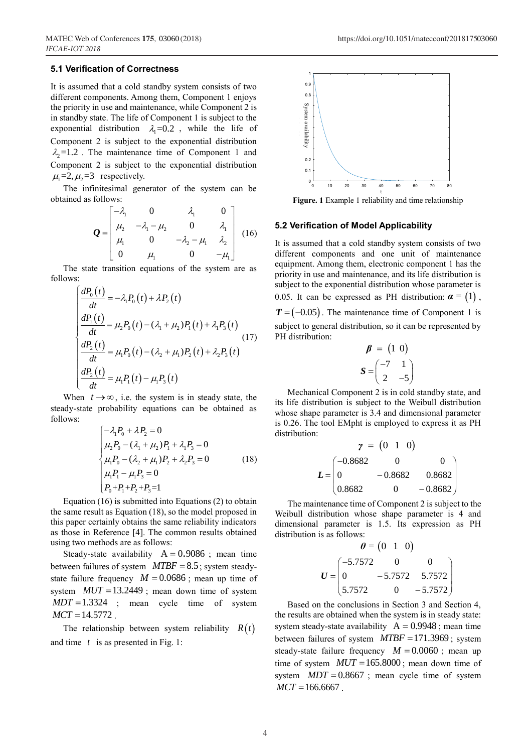### 5.1 Verification of Correctness

It is assumed that a cold standby system consists of two different components. Among them, Component 1 enjoys the priority in use and maintenance, while Component 2 is in standby state. The life of Component 1 is subject to the exponential distribution $\lambda_1$=0.2, while the life of Component 2 is subject to the exponential distribution $\lambda_2$=1.2. The maintenance time of Component 1 and Component 2 is subject to the exponential distribution $\mu_1$=2, $\mu_2$=3 respectively.

The infinitesimal generator of the system can be obtained as follows:

$$\boldsymbol{Q}=\begin{bmatrix} -\lambda_1 & 0 & \lambda_1 & 0 \\ \mu_2 & -\lambda_1-\mu_2 & 0 & \lambda_1 \\ \mu_1 & 0 & -\lambda_2-\mu_1 & \lambda_2 \\ 0 & \mu_1 & 0 & -\mu_1 \end{bmatrix} \quad (16)$$

The state transition equations of the system are as follows:

$$\begin{cases} \dfrac{dP_0(t)}{dt} = -\lambda_1 P_0(t) + \lambda P_2(t) \\ \dfrac{dP_1(t)}{dt} = \mu_2 P_0(t) - (\lambda_1+\mu_2)P_1(t) + \lambda_1 P_3(t) \\ \dfrac{dP_2(t)}{dt} = \mu_1 P_0(t) - (\lambda_2+\mu_1)P_2(t) + \lambda_2 P_3(t) \\ \dfrac{dP_2(t)}{dt} = \mu_1 P_1(t) - \mu_1 P_3(t) \end{cases} \quad (17)$$

When $t \to \infty$, i.e. the system is in steady state, the steady-state probability equations can be obtained as follows:

$$\begin{cases} -\lambda_1 P_0 + \lambda P_2 = 0 \\ \mu_2 P_0 - (\lambda_1+\mu_2)P_1 + \lambda_1 P_3 = 0 \\ \mu_1 P_0 - (\lambda_2+\mu_1)P_2 + \lambda_2 P_3 = 0 \\ \mu_1 P_1 - \mu_1 P_3 = 0 \\ P_0+P_1+P_2+P_3=1 \end{cases} \quad (18)$$

Equation (16) is submitted into Equations (2) to obtain the same result as Equation (18), so the model proposed in this paper certainly obtains the same reliability indicators as those in Reference [4]. The common results obtained using two methods are as follows:

Steady-state availability $\mathrm{A}=0.9086$; mean time between failures of system $MTBF=8.5$; system steady-state failure frequency $M=0.0686$; mean up time of system $MUT=13.2449$; mean down time of system $MDT=1.3324$; mean cycle time of system $MCT=14.5772$.

The relationship between system reliability $R(t)$ and time $t$ is as presented in Fig. 1:

**Figure. 1** Example 1 reliability and time relationship

### 5.2 Verification of Model Applicability

It is assumed that a cold standby system consists of two different components and one unit of maintenance equipment. Among them, electronic component 1 has the priority in use and maintenance, and its life distribution is subject to the exponential distribution whose parameter is 0.05. It can be expressed as PH distribution: $\boldsymbol{\alpha}=(1)$, $\boldsymbol{T}=(-0.05)$. The maintenance time of Component 1 is subject to general distribution, so it can be represented by PH distribution:

$$\boldsymbol{\beta} = \begin{pmatrix} 1 & 0 \end{pmatrix}$$

$$\boldsymbol{S}=\begin{pmatrix} -7 & 1 \\ 2 & -5 \end{pmatrix}$$

Mechanical Component 2 is in cold standby state, and its life distribution is subject to the Weibull distribution whose shape parameter is 3.4 and dimensional parameter is 0.26. The tool EMpht is employed to express it as PH distribution:

$$\boldsymbol{\gamma} = \begin{pmatrix} 0 & 1 & 0 \end{pmatrix}$$

$$\boldsymbol{L}=\begin{pmatrix} -0.8682 & 0 & 0 \\ 0 & -0.8682 & 0.8682 \\ 0.8682 & 0 & -0.8682 \end{pmatrix}$$

The maintenance time of Component 2 is subject to the Weibull distribution whose shape parameter is 4 and dimensional parameter is 1.5. Its expression as PH distribution is as follows:

$$\boldsymbol{\theta} = \begin{pmatrix} 0 & 1 & 0 \end{pmatrix}$$

$$\boldsymbol{U}=\begin{pmatrix} -5.7572 & 0 & 0 \\ 0 & -5.7572 & 5.7572 \\ 5.7572 & 0 & -5.7572 \end{pmatrix}$$

Based on the conclusions in Section 3 and Section 4, the results are obtained when the system is in steady state: system steady-state availability $\mathrm{A}=0.9948$; mean time between failures of system $MTBF=171.3969$; system steady-state failure frequency $M=0.0060$; mean up time of system $MUT=165.8000$; mean down time of system $MDT=0.8667$; mean cycle time of system $MCT=166.6667$.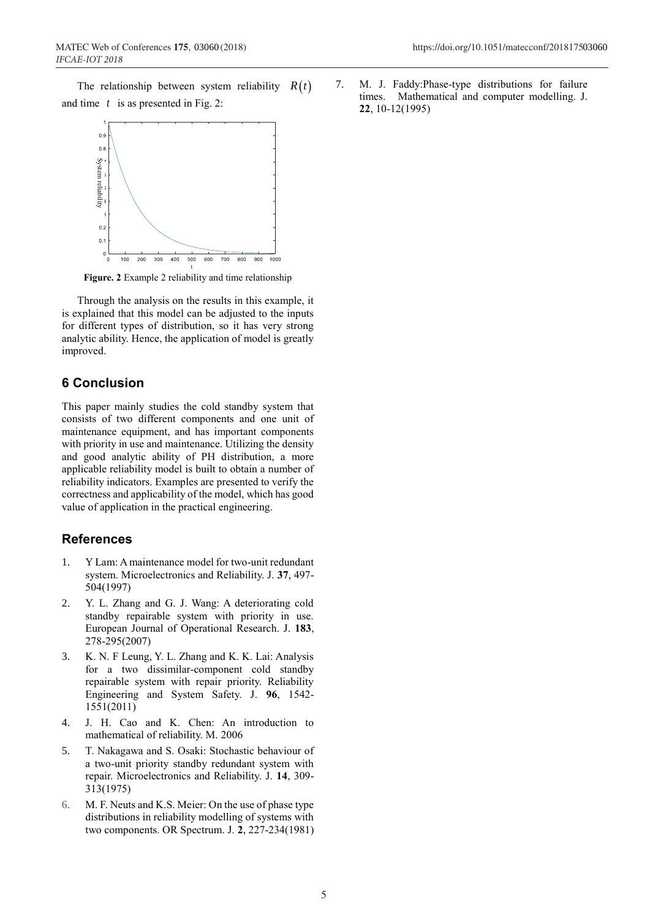The relationship between system reliability $R(t)$ and time $t$ is as presented in Fig. 2:

System reliability

t

0
0.1
0.2
0.8
0.9
1

0 100 200 300 400 500 600 700 800 900 1000

**Figure. 2** Example 2 reliability and time relationship

Through the analysis on the results in this example, it is explained that this model can be adjusted to the inputs for different types of distribution, so it has very strong analytic ability. Hence, the application of model is greatly improved.

## 6 Conclusion

This paper mainly studies the cold standby system that consists of two different components and one unit of maintenance equipment, and has important components with priority in use and maintenance. Utilizing the density and good analytic ability of PH distribution, a more applicable reliability model is built to obtain a number of reliability indicators. Examples are presented to verify the correctness and applicability of the model, which has good value of application in the practical engineering.

## References

1. Y Lam: A maintenance model for two-unit redundant system. Microelectronics and Reliability. J. **37**, 497-504(1997)
2. Y. L. Zhang and G. J. Wang: A deteriorating cold standby repairable system with priority in use. European Journal of Operational Research. J. **183**, 278-295(2007)
3. K. N. F Leung, Y. L. Zhang and K. K. Lai: Analysis for a two dissimilar-component cold standby repairable system with repair priority. Reliability Engineering and System Safety. J. **96**, 1542-1551(2011)
4. J. H. Cao and K. Chen: An introduction to mathematical of reliability. M. 2006
5. T. Nakagawa and S. Osaki: Stochastic behaviour of a two-unit priority standby redundant system with repair. Microelectronics and Reliability. J. **14**, 309-313(1975)
6. M. F. Neuts and K.S. Meier: On the use of phase type distributions in reliability modelling of systems with two components. OR Spectrum. J. **2**, 227-234(1981)
7. M. J. Faddy:Phase-type distributions for failure times. Mathematical and computer modelling. J. **22**, 10-12(1995)